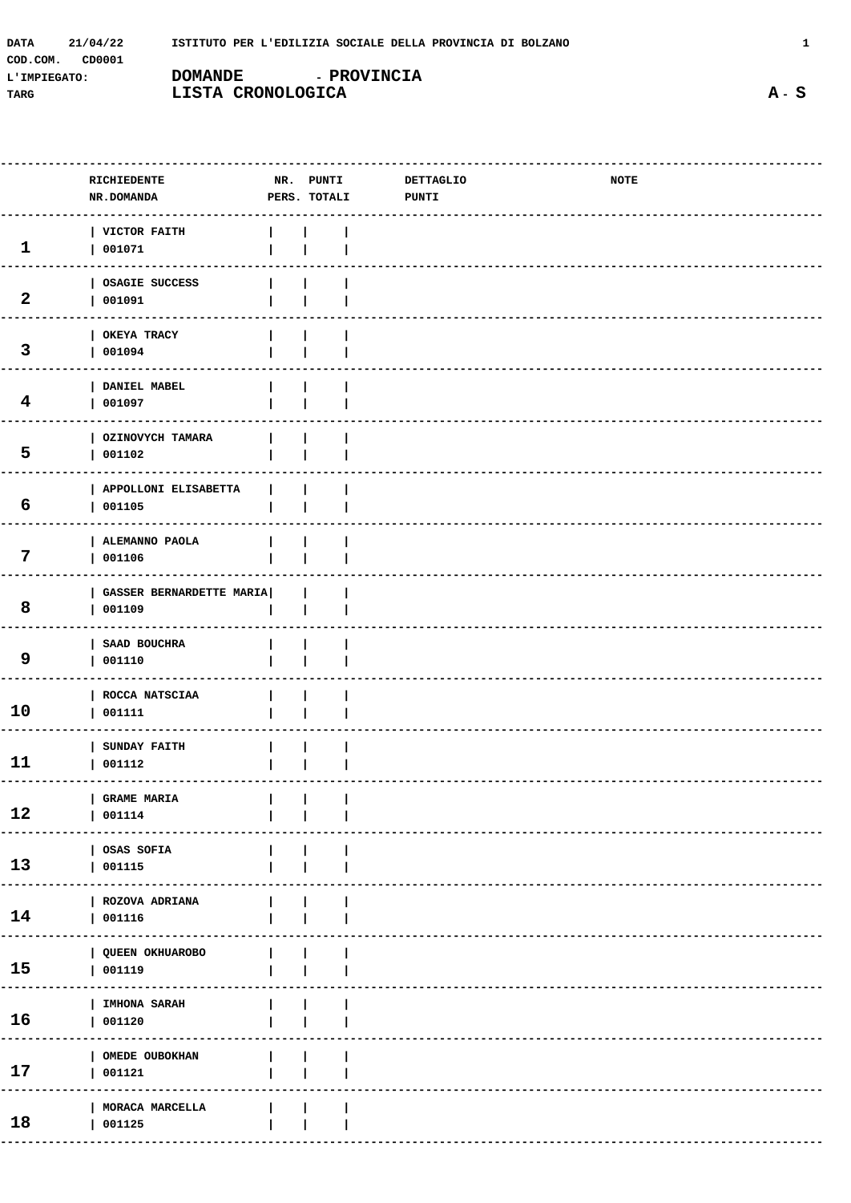DATA 21/04/22 ISTITUTO PER L'EDILIZIA SOCIALE DELLA PROVINCIA DI BOLZANO

COD.COM. CD0001

L'IMPIEGATO: **DOMANDE - PROVINCIA**

TARG **LISTA CRONOLOGICA** **A - S**

| | RICHIEDENTE<br>NR.DOMANDA | NR.<br>PERS. | PUNTI<br>TOTALI | DETTAGLIO<br>PUNTI | NOTE |
|---|---|---|---|---|---|
| **1** | VICTOR FAITH<br>001071 | | | | |
| **2** | OSAGIE SUCCESS<br>001091 | | | | |
| **3** | OKEYA TRACY<br>001094 | | | | |
| **4** | DANIEL MABEL<br>001097 | | | | |
| **5** | OZINOVYCH TAMARA<br>001102 | | | | |
| **6** | APPOLLONI ELISABETTA<br>001105 | | | | |
| **7** | ALEMANNO PAOLA<br>001106 | | | | |
| **8** | GASSER BERNARDETTE MARIA<br>001109 | | | | |
| **9** | SAAD BOUCHRA<br>001110 | | | | |
| **10** | ROCCA NATSCIAA<br>001111 | | | | |
| **11** | SUNDAY FAITH<br>001112 | | | | |
| **12** | GRAME MARIA<br>001114 | | | | |
| **13** | OSAS SOFIA<br>001115 | | | | |
| **14** | ROZOVA ADRIANA<br>001116 | | | | |
| **15** | QUEEN OKHUAROBO<br>001119 | | | | |
| **16** | IMHONA SARAH<br>001120 | | | | |
| **17** | OMEDE OUBOKHAN<br>001121 | | | | |
| **18** | MORACA MARCELLA<br>001125 | | | | |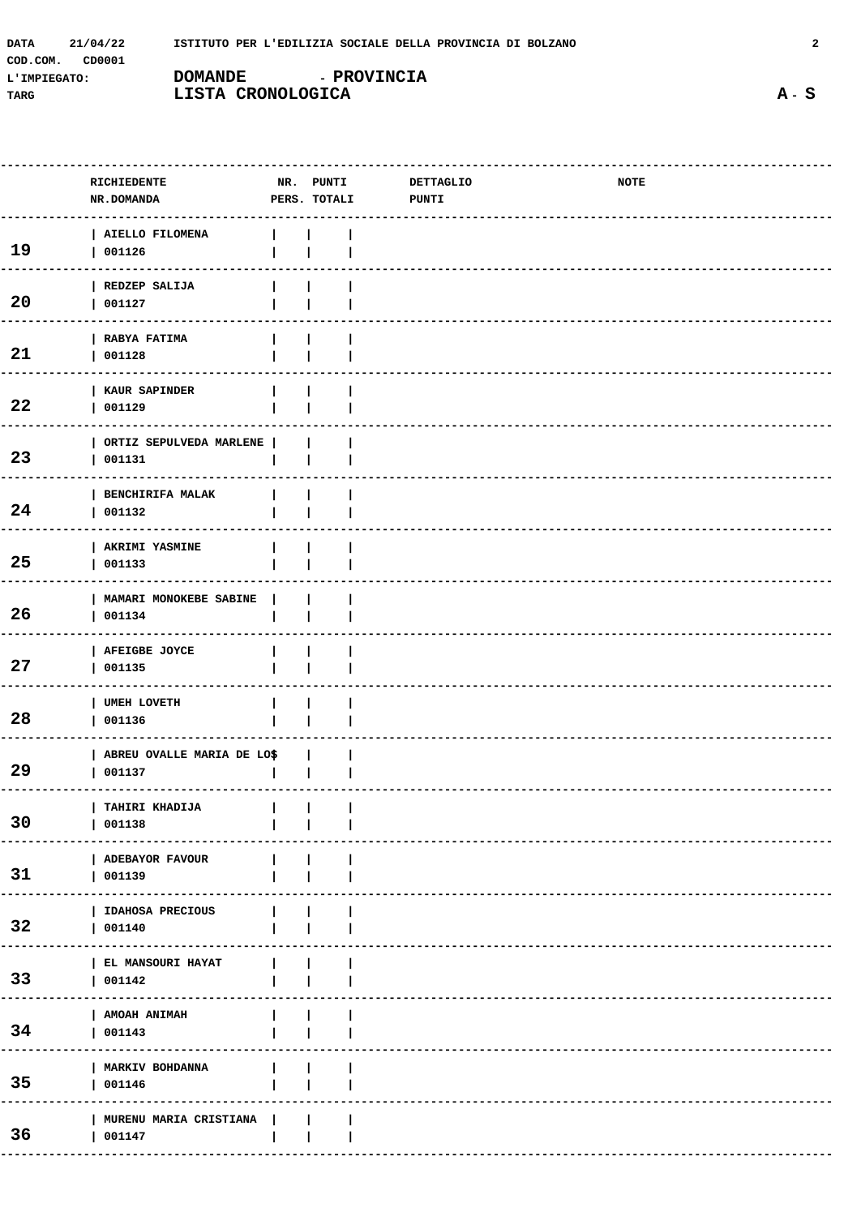DATA 21/04/22 ISTITUTO PER L'EDILIZIA SOCIALE DELLA PROVINCIA DI BOLZANO

COD.COM. CD0001

L'IMPIEGATO: **DOMANDE - PROVINCIA**

TARG **LISTA CRONOLOGICA** **A - S**

| | RICHIEDENTE NR.DOMANDA | NR. PERS. | PUNTI TOTALI | DETTAGLIO PUNTI | NOTE |
|---|---|---|---|---|---|
| 19 | AIELLO FILOMENA 001126 | | | | |
| 20 | REDZEP SALIJA 001127 | | | | |
| 21 | RABYA FATIMA 001128 | | | | |
| 22 | KAUR SAPINDER 001129 | | | | |
| 23 | ORTIZ SEPULVEDA MARLENE 001131 | | | | |
| 24 | BENCHIRIFA MALAK 001132 | | | | |
| 25 | AKRIMI YASMINE 001133 | | | | |
| 26 | MAMARI MONOKEBE SABINE 001134 | | | | |
| 27 | AFEIGBE JOYCE 001135 | | | | |
| 28 | UMEH LOVETH 001136 | | | | |
| 29 | ABREU OVALLE MARIA DE LO$ 001137 | | | | |
| 30 | TAHIRI KHADIJA 001138 | | | | |
| 31 | ADEBAYOR FAVOUR 001139 | | | | |
| 32 | IDAHOSA PRECIOUS 001140 | | | | |
| 33 | EL MANSOURI HAYAT 001142 | | | | |
| 34 | AMOAH ANIMAH 001143 | | | | |
| 35 | MARKIV BOHDANNA 001146 | | | | |
| 36 | MURENU MARIA CRISTIANA 001147 | | | | |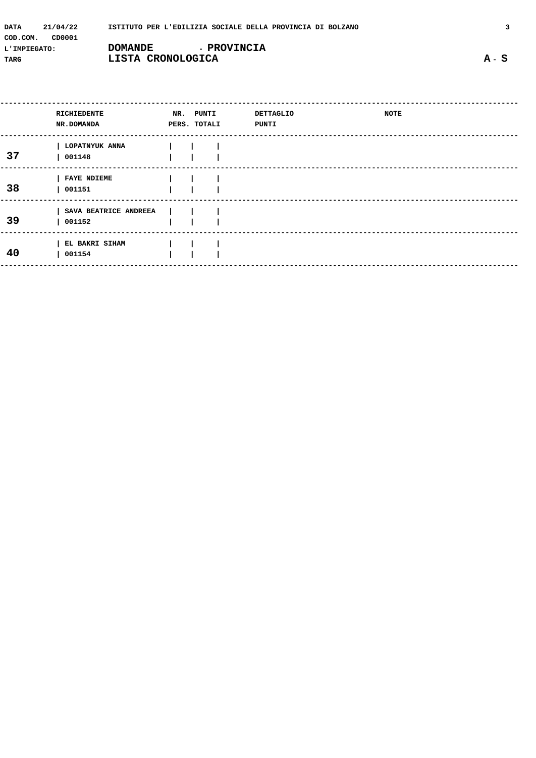DATA 21/04/22 ISTITUTO PER L'EDILIZIA SOCIALE DELLA PROVINCIA DI BOLZANO

COD.COM. CD0001

L'IMPIEGATO: **DOMANDE - PROVINCIA**

TARG **LISTA CRONOLOGICA** **A - S**

| | RICHIEDENTE NR.DOMANDA | NR. PERS. | PUNTI TOTALI | DETTAGLIO PUNTI | NOTE |
|---|---|---|---|---|---|
| 37 | LOPATNYUK ANNA 001148 | | | | |
| 38 | FAYE NDIEME 001151 | | | | |
| 39 | SAVA BEATRICE ANDREEA 001152 | | | | |
| 40 | EL BAKRI SIHAM 001154 | | | | |